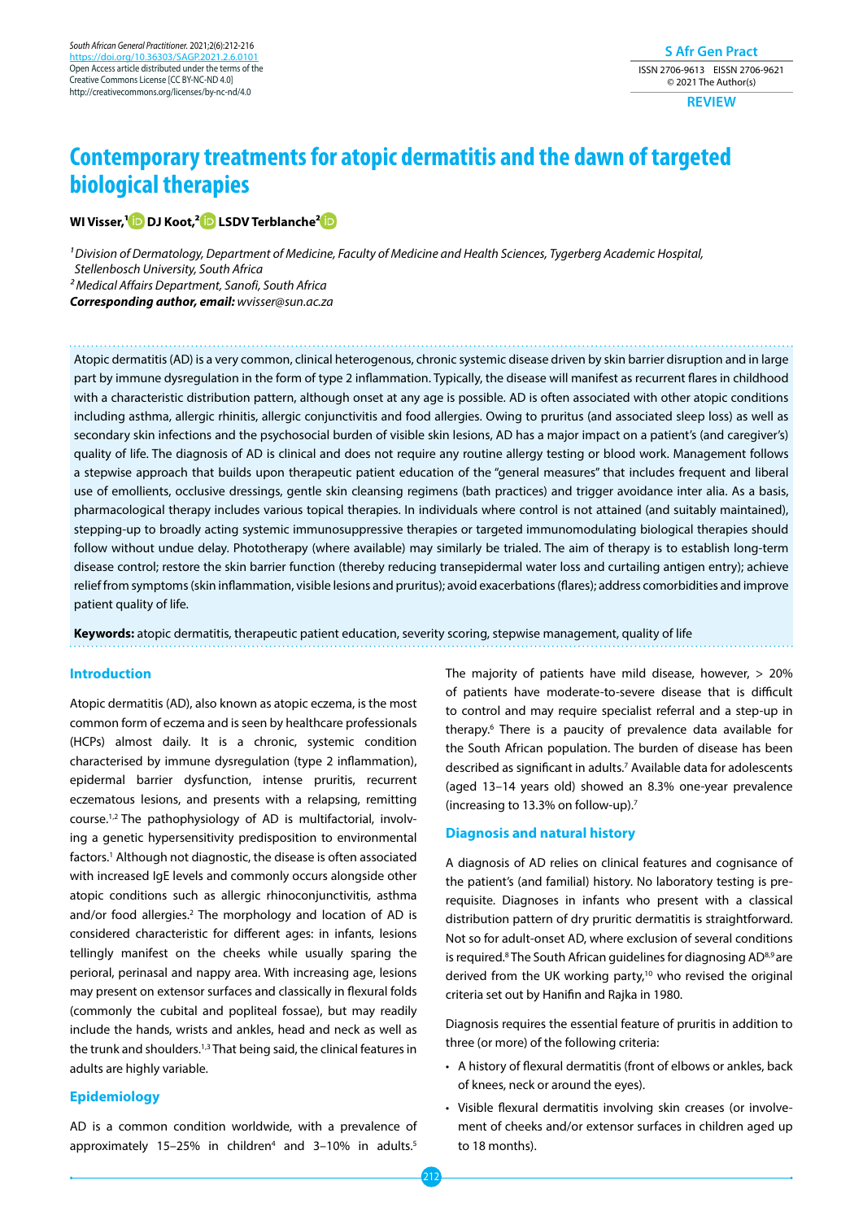# Contemporary treatments for atopic dermatitis and the dawn of targeted biological therapies

**WI Visser,[1] DJ Koot,[2] LSDV Terblanche[2]**

*[1] Division of Dermatology, Department of Medicine, Faculty of Medicine and Health Sciences, Tygerberg Academic Hospital, Stellenbosch University, South Africa*
*[2] Medical Affairs Department, Sanofi, South Africa*
***Corresponding author, email:** wvisser@sun.ac.za*

Atopic dermatitis (AD) is a very common, clinical heterogenous, chronic systemic disease driven by skin barrier disruption and in large part by immune dysregulation in the form of type 2 inflammation. Typically, the disease will manifest as recurrent flares in childhood with a characteristic distribution pattern, although onset at any age is possible. AD is often associated with other atopic conditions including asthma, allergic rhinitis, allergic conjunctivitis and food allergies. Owing to pruritus (and associated sleep loss) as well as secondary skin infections and the psychosocial burden of visible skin lesions, AD has a major impact on a patient's (and caregiver's) quality of life. The diagnosis of AD is clinical and does not require any routine allergy testing or blood work. Management follows a stepwise approach that builds upon therapeutic patient education of the "general measures" that includes frequent and liberal use of emollients, occlusive dressings, gentle skin cleansing regimens (bath practices) and trigger avoidance inter alia. As a basis, pharmacological therapy includes various topical therapies. In individuals where control is not attained (and suitably maintained), stepping-up to broadly acting systemic immunosuppressive therapies or targeted immunomodulating biological therapies should follow without undue delay. Phototherapy (where available) may similarly be trialed. The aim of therapy is to establish long-term disease control; restore the skin barrier function (thereby reducing transepidermal water loss and curtailing antigen entry); achieve relief from symptoms (skin inflammation, visible lesions and pruritus); avoid exacerbations (flares); address comorbidities and improve patient quality of life.

**Keywords:** atopic dermatitis, therapeutic patient education, severity scoring, stepwise management, quality of life

## Introduction

Atopic dermatitis (AD), also known as atopic eczema, is the most common form of eczema and is seen by healthcare professionals (HCPs) almost daily. It is a chronic, systemic condition characterised by immune dysregulation (type 2 inflammation), epidermal barrier dysfunction, intense pruritis, recurrent eczematous lesions, and presents with a relapsing, remitting course.[1,2] The pathophysiology of AD is multifactorial, involving a genetic hypersensitivity predisposition to environmental factors.[1] Although not diagnostic, the disease is often associated with increased IgE levels and commonly occurs alongside other atopic conditions such as allergic rhinoconjunctivitis, asthma and/or food allergies.[2] The morphology and location of AD is considered characteristic for different ages: in infants, lesions tellingly manifest on the cheeks while usually sparing the perioral, perinasal and nappy area. With increasing age, lesions may present on extensor surfaces and classically in flexural folds (commonly the cubital and popliteal fossae), but may readily include the hands, wrists and ankles, head and neck as well as the trunk and shoulders.[1,3] That being said, the clinical features in adults are highly variable.

## Epidemiology

AD is a common condition worldwide, with a prevalence of approximately 15–25% in children[4] and 3–10% in adults.[5] The majority of patients have mild disease, however, > 20% of patients have moderate-to-severe disease that is difficult to control and may require specialist referral and a step-up in therapy.[6] There is a paucity of prevalence data available for the South African population. The burden of disease has been described as significant in adults.[7] Available data for adolescents (aged 13–14 years old) showed an 8.3% one-year prevalence (increasing to 13.3% on follow-up).[7]

## Diagnosis and natural history

A diagnosis of AD relies on clinical features and cognisance of the patient's (and familial) history. No laboratory testing is prerequisite. Diagnoses in infants who present with a classical distribution pattern of dry pruritic dermatitis is straightforward. Not so for adult-onset AD, where exclusion of several conditions is required.[8] The South African guidelines for diagnosing AD[8,9] are derived from the UK working party,[10] who revised the original criteria set out by Hanifin and Rajka in 1980.

Diagnosis requires the essential feature of pruritis in addition to three (or more) of the following criteria:

- A history of flexural dermatitis (front of elbows or ankles, back of knees, neck or around the eyes).
- Visible flexural dermatitis involving skin creases (or involvement of cheeks and/or extensor surfaces in children aged up to 18 months).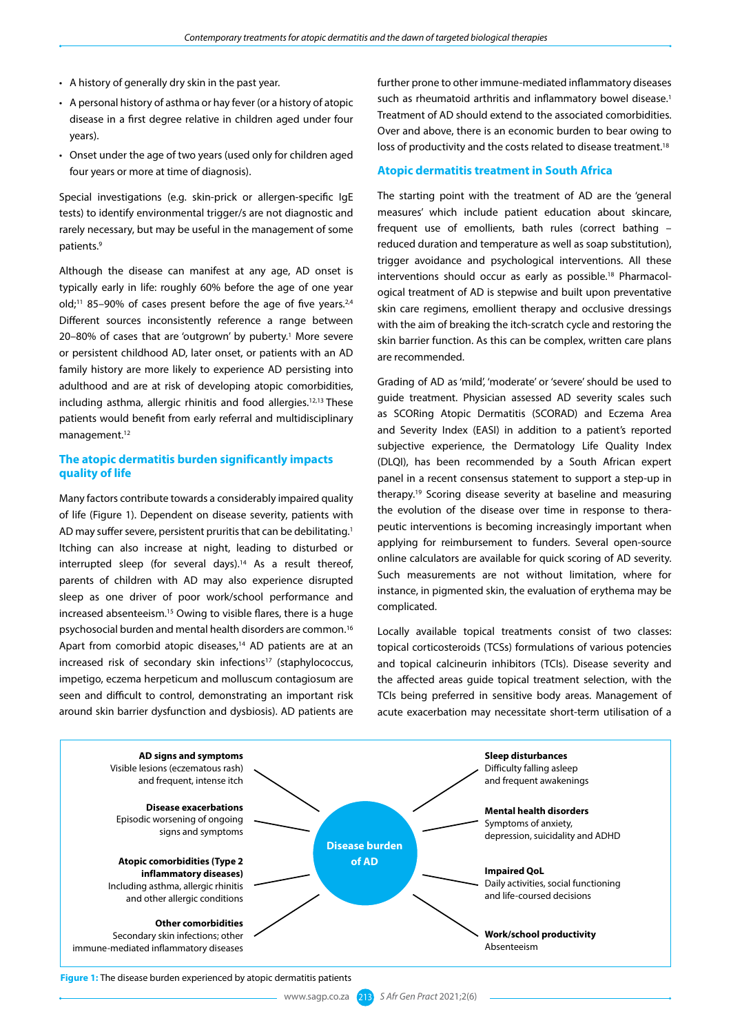- A history of generally dry skin in the past year.
- A personal history of asthma or hay fever (or a history of atopic disease in a first degree relative in children aged under four years).
- Onset under the age of two years (used only for children aged four years or more at time of diagnosis).

Special investigations (e.g. skin-prick or allergen-specific IgE tests) to identify environmental trigger/s are not diagnostic and rarely necessary, but may be useful in the management of some patients.[9]

Although the disease can manifest at any age, AD onset is typically early in life: roughly 60% before the age of one year old;[11] 85–90% of cases present before the age of five years.[2,4] Different sources inconsistently reference a range between 20–80% of cases that are 'outgrown' by puberty.[1] More severe or persistent childhood AD, later onset, or patients with an AD family history are more likely to experience AD persisting into adulthood and are at risk of developing atopic comorbidities, including asthma, allergic rhinitis and food allergies.[12,13] These patients would benefit from early referral and multidisciplinary management.[12]

## The atopic dermatitis burden significantly impacts quality of life

Many factors contribute towards a considerably impaired quality of life (Figure 1). Dependent on disease severity, patients with AD may suffer severe, persistent pruritis that can be debilitating.[1] Itching can also increase at night, leading to disturbed or interrupted sleep (for several days).[14] As a result thereof, parents of children with AD may also experience disrupted sleep as one driver of poor work/school performance and increased absenteeism.[15] Owing to visible flares, there is a huge psychosocial burden and mental health disorders are common.[16] Apart from comorbid atopic diseases,[14] AD patients are at an increased risk of secondary skin infections[17] (staphylococcus, impetigo, eczema herpeticum and molluscum contagiosum are seen and difficult to control, demonstrating an important risk around skin barrier dysfunction and dysbiosis). AD patients are further prone to other immune-mediated inflammatory diseases such as rheumatoid arthritis and inflammatory bowel disease.[1] Treatment of AD should extend to the associated comorbidities. Over and above, there is an economic burden to bear owing to loss of productivity and the costs related to disease treatment.[18]

## Atopic dermatitis treatment in South Africa

The starting point with the treatment of AD are the 'general measures' which include patient education about skincare, frequent use of emollients, bath rules (correct bathing – reduced duration and temperature as well as soap substitution), trigger avoidance and psychological interventions. All these interventions should occur as early as possible.[18] Pharmacological treatment of AD is stepwise and built upon preventative skin care regimens, emollient therapy and occlusive dressings with the aim of breaking the itch-scratch cycle and restoring the skin barrier function. As this can be complex, written care plans are recommended.

Grading of AD as 'mild,' 'moderate' or 'severe' should be used to guide treatment. Physician assessed AD severity scales such as SCORing Atopic Dermatitis (SCORAD) and Eczema Area and Severity Index (EASI) in addition to a patient's reported subjective experience, the Dermatology Life Quality Index (DLQI), has been recommended by a South African expert panel in a recent consensus statement to support a step-up in therapy.[19] Scoring disease severity at baseline and measuring the evolution of the disease over time in response to therapeutic interventions is becoming increasingly important when applying for reimbursement to funders. Several open-source online calculators are available for quick scoring of AD severity. Such measurements are not without limitation, where for instance, in pigmented skin, the evaluation of erythema may be complicated.

Locally available topical treatments consist of two classes: topical corticosteroids (TCSs) formulations of various potencies and topical calcineurin inhibitors (TCIs). Disease severity and the affected areas guide topical treatment selection, with the TCIs being preferred in sensitive body areas. Management of acute exacerbation may necessitate short-term utilisation of a

**Disease burden of AD**

- **AD signs and symptoms** Visible lesions (eczematous rash) and frequent, intense itch
- **Disease exacerbations** Episodic worsening of ongoing signs and symptoms
- **Atopic comorbidities (Type 2 inflammatory diseases)** Including asthma, allergic rhinitis and other allergic conditions
- **Other comorbidities** Secondary skin infections; other immune-mediated inflammatory diseases
- **Sleep disturbances** Difficulty falling asleep and frequent awakenings
- **Mental health disorders** Symptoms of anxiety, depression, suicidality and ADHD
- **Impaired QoL** Daily activities, social functioning and life-coursed decisions
- **Work/school productivity** Absenteeism

**Figure 1:** The disease burden experienced by atopic dermatitis patients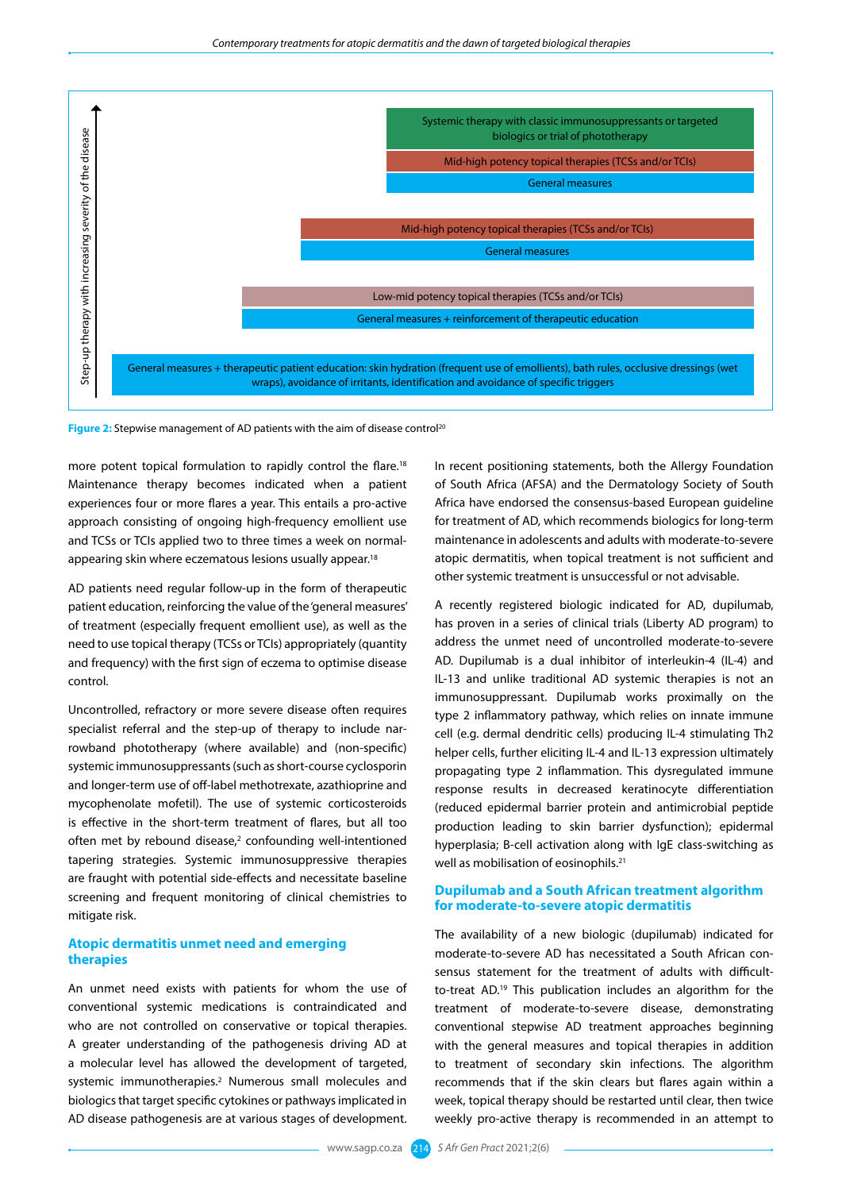Step-up therapy with increasing severity of the disease

Systemic therapy with classic immunosuppressants or targeted biologics or trial of phototherapy

Mid-high potency topical therapies (TCSs and/or TCIs)

General measures

Mid-high potency topical therapies (TCSs and/or TCIs)

General measures

Low-mid potency topical therapies (TCSs and/or TCIs)

General measures + reinforcement of therapeutic education

General measures + therapeutic patient education: skin hydration (frequent use of emollients), bath rules, occlusive dressings (wet wraps), avoidance of irritants, identification and avoidance of specific triggers

**Figure 2:** Stepwise management of AD patients with the aim of disease control[20]

more potent topical formulation to rapidly control the flare.[18] Maintenance therapy becomes indicated when a patient experiences four or more flares a year. This entails a pro-active approach consisting of ongoing high-frequency emollient use and TCSs or TCIs applied two to three times a week on normal-appearing skin where eczematous lesions usually appear.[18]

AD patients need regular follow-up in the form of therapeutic patient education, reinforcing the value of the 'general measures' of treatment (especially frequent emollient use), as well as the need to use topical therapy (TCSs or TCIs) appropriately (quantity and frequency) with the first sign of eczema to optimise disease control.

Uncontrolled, refractory or more severe disease often requires specialist referral and the step-up of therapy to include narrowband phototherapy (where available) and (non-specific) systemic immunosuppressants (such as short-course cyclosporin and longer-term use of off-label methotrexate, azathioprine and mycophenolate mofetil). The use of systemic corticosteroids is effective in the short-term treatment of flares, but all too often met by rebound disease,[2] confounding well-intentioned tapering strategies. Systemic immunosuppressive therapies are fraught with potential side-effects and necessitate baseline screening and frequent monitoring of clinical chemistries to mitigate risk.

## Atopic dermatitis unmet need and emerging therapies

An unmet need exists with patients for whom the use of conventional systemic medications is contraindicated and who are not controlled on conservative or topical therapies. A greater understanding of the pathogenesis driving AD at a molecular level has allowed the development of targeted, systemic immunotherapies.[2] Numerous small molecules and biologics that target specific cytokines or pathways implicated in AD disease pathogenesis are at various stages of development.

In recent positioning statements, both the Allergy Foundation of South Africa (AFSA) and the Dermatology Society of South Africa have endorsed the consensus-based European guideline for treatment of AD, which recommends biologics for long-term maintenance in adolescents and adults with moderate-to-severe atopic dermatitis, when topical treatment is not sufficient and other systemic treatment is unsuccessful or not advisable.

A recently registered biologic indicated for AD, dupilumab, has proven in a series of clinical trials (Liberty AD program) to address the unmet need of uncontrolled moderate-to-severe AD. Dupilumab is a dual inhibitor of interleukin-4 (IL-4) and IL-13 and unlike traditional AD systemic therapies is not an immunosuppressant. Dupilumab works proximally on the type 2 inflammatory pathway, which relies on innate immune cell (e.g. dermal dendritic cells) producing IL-4 stimulating Th2 helper cells, further eliciting IL-4 and IL-13 expression ultimately propagating type 2 inflammation. This dysregulated immune response results in decreased keratinocyte differentiation (reduced epidermal barrier protein and antimicrobial peptide production leading to skin barrier dysfunction); epidermal hyperplasia; B-cell activation along with IgE class-switching as well as mobilisation of eosinophils.[21]

## Dupilumab and a South African treatment algorithm for moderate-to-severe atopic dermatitis

The availability of a new biologic (dupilumab) indicated for moderate-to-severe AD has necessitated a South African consensus statement for the treatment of adults with difficult-to-treat AD.[19] This publication includes an algorithm for the treatment of moderate-to-severe disease, demonstrating conventional stepwise AD treatment approaches beginning with the general measures and topical therapies in addition to treatment of secondary skin infections. The algorithm recommends that if the skin clears but flares again within a week, topical therapy should be restarted until clear, then twice weekly pro-active therapy is recommended in an attempt to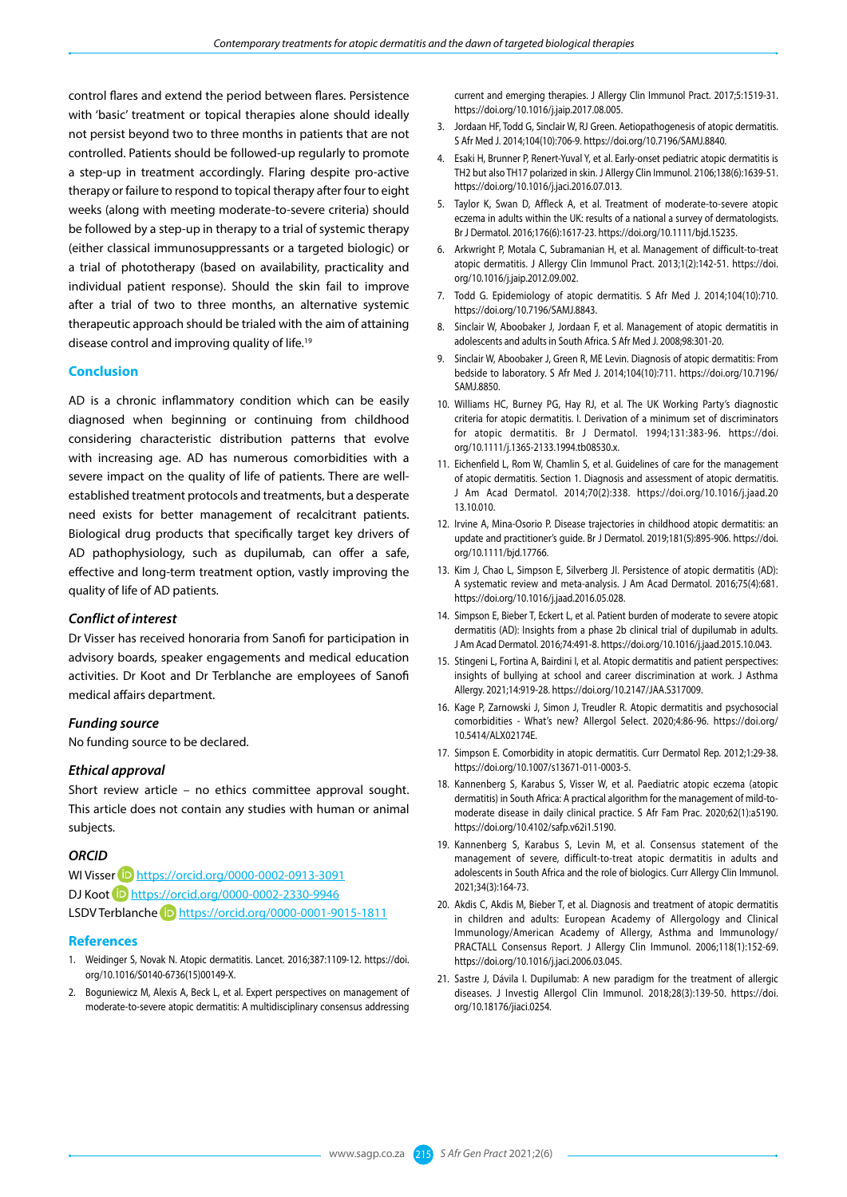control flares and extend the period between flares. Persistence with 'basic' treatment or topical therapies alone should ideally not persist beyond two to three months in patients that are not controlled. Patients should be followed-up regularly to promote a step-up in treatment accordingly. Flaring despite pro-active therapy or failure to respond to topical therapy after four to eight weeks (along with meeting moderate-to-severe criteria) should be followed by a step-up in therapy to a trial of systemic therapy (either classical immunosuppressants or a targeted biologic) or a trial of phototherapy (based on availability, practicality and individual patient response). Should the skin fail to improve after a trial of two to three months, an alternative systemic therapeutic approach should be trialed with the aim of attaining disease control and improving quality of life.[19]

## Conclusion

AD is a chronic inflammatory condition which can be easily diagnosed when beginning or continuing from childhood considering characteristic distribution patterns that evolve with increasing age. AD has numerous comorbidities with a severe impact on the quality of life of patients. There are well-established treatment protocols and treatments, but a desperate need exists for better management of recalcitrant patients. Biological drug products that specifically target key drivers of AD pathophysiology, such as dupilumab, can offer a safe, effective and long-term treatment option, vastly improving the quality of life of AD patients.

### *Conflict of interest*

Dr Visser has received honoraria from Sanofi for participation in advisory boards, speaker engagements and medical education activities. Dr Koot and Dr Terblanche are employees of Sanofi medical affairs department.

### *Funding source*

No funding source to be declared.

### *Ethical approval*

Short review article – no ethics committee approval sought. This article does not contain any studies with human or animal subjects.

### *ORCID*

WI Visser https://orcid.org/0000-0002-0913-3091
DJ Koot https://orcid.org/0000-0002-2330-9946
LSDV Terblanche https://orcid.org/0000-0001-9015-1811

## References

1. Weidinger S, Novak N. Atopic dermatitis. Lancet. 2016;387:1109-12. https://doi.org/10.1016/S0140-6736(15)00149-X.
2. Boguniewicz M, Alexis A, Beck L, et al. Expert perspectives on management of moderate-to-severe atopic dermatitis: A multidisciplinary consensus addressing current and emerging therapies. J Allergy Clin Immunol Pract. 2017;5:1519-31. https://doi.org/10.1016/j.jaip.2017.08.005.
3. Jordaan HF, Todd G, Sinclair W, RJ Green. Aetiopathogenesis of atopic dermatitis. S Afr Med J. 2014;104(10):706-9. https://doi.org/10.7196/SAMJ.8840.
4. Esaki H, Brunner P, Renert-Yuval Y, et al. Early-onset pediatric atopic dermatitis is TH2 but also TH17 polarized in skin. J Allergy Clin Immunol. 2106;138(6):1639-51. https://doi.org/10.1016/j.jaci.2016.07.013.
5. Taylor K, Swan D, Affleck A, et al. Treatment of moderate-to-severe atopic eczema in adults within the UK: results of a national a survey of dermatologists. Br J Dermatol. 2016;176(6):1617-23. https://doi.org/10.1111/bjd.15235.
6. Arkwright P, Motala C, Subramanian H, et al. Management of difficult-to-treat atopic dermatitis. J Allergy Clin Immunol Pract. 2013;1(2):142-51. https://doi.org/10.1016/j.jaip.2012.09.002.
7. Todd G. Epidemiology of atopic dermatitis. S Afr Med J. 2014;104(10):710. https://doi.org/10.7196/SAMJ.8843.
8. Sinclair W, Aboobaker J, Jordaan F, et al. Management of atopic dermatitis in adolescents and adults in South Africa. S Afr Med J. 2008;98:301-20.
9. Sinclair W, Aboobaker J, Green R, ME Levin. Diagnosis of atopic dermatitis: From bedside to laboratory. S Afr Med J. 2014;104(10):711. https://doi.org/10.7196/SAMJ.8850.
10. Williams HC, Burney PG, Hay RJ, et al. The UK Working Party's diagnostic criteria for atopic dermatitis. I. Derivation of a minimum set of discriminators for atopic dermatitis. Br J Dermatol. 1994;131:383-96. https://doi.org/10.1111/j.1365-2133.1994.tb08530.x.
11. Eichenfield L, Rom W, Chamlin S, et al. Guidelines of care for the management of atopic dermatitis. Section 1. Diagnosis and assessment of atopic dermatitis. J Am Acad Dermatol. 2014;70(2):338. https://doi.org/10.1016/j.jaad.2013.10.010.
12. Irvine A, Mina-Osorio P. Disease trajectories in childhood atopic dermatitis: an update and practitioner's guide. Br J Dermatol. 2019;181(5):895-906. https://doi.org/10.1111/bjd.17766.
13. Kim J, Chao L, Simpson E, Silverberg JI. Persistence of atopic dermatitis (AD): A systematic review and meta-analysis. J Am Acad Dermatol. 2016;75(4):681. https://doi.org/10.1016/j.jaad.2016.05.028.
14. Simpson E, Bieber T, Eckert L, et al. Patient burden of moderate to severe atopic dermatitis (AD): Insights from a phase 2b clinical trial of dupilumab in adults. J Am Acad Dermatol. 2016;74:491-8. https://doi.org/10.1016/j.jaad.2015.10.043.
15. Stingeni L, Fortina A, Bairdini I, et al. Atopic dermatitis and patient perspectives: insights of bullying at school and career discrimination at work. J Asthma Allergy. 2021;14:919-28. https://doi.org/10.2147/JAA.S317009.
16. Kage P, Zarnowski J, Simon J, Treudler R. Atopic dermatitis and psychosocial comorbidities - What's new? Allergol Select. 2020;4:86-96. https://doi.org/10.5414/ALX02174E.
17. Simpson E. Comorbidity in atopic dermatitis. Curr Dermatol Rep. 2012;1:29-38. https://doi.org/10.1007/s13671-011-0003-5.
18. Kannenberg S, Karabus S, Visser W, et al. Paediatric atopic eczema (atopic dermatitis) in South Africa: A practical algorithm for the management of mild-to-moderate disease in daily clinical practice. S Afr Fam Prac. 2020;62(1):a5190. https://doi.org/10.4102/safp.v62i1.5190.
19. Kannenberg S, Karabus S, Levin M, et al. Consensus statement of the management of severe, difficult-to-treat atopic dermatitis in adults and adolescents in South Africa and the role of biologics. Curr Allergy Clin Immunol. 2021;34(3):164-73.
20. Akdis C, Akdis M, Bieber T, et al. Diagnosis and treatment of atopic dermatitis in children and adults: European Academy of Allergology and Clinical Immunology/American Academy of Allergy, Asthma and Immunology/PRACTALL Consensus Report. J Allergy Clin Immunol. 2006;118(1):152-69. https://doi.org/10.1016/j.jaci.2006.03.045.
21. Sastre J, Dávila I. Dupilumab: A new paradigm for the treatment of allergic diseases. J Investig Allergol Clin Immunol. 2018;28(3):139-50. https://doi.org/10.18176/jiaci.0254.